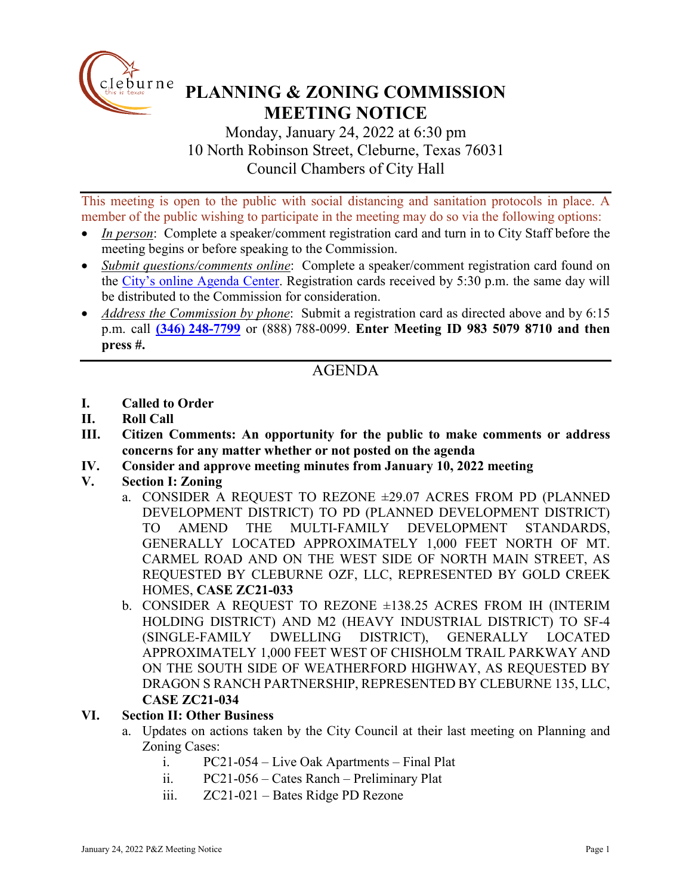# PLANNING & ZONING COMMISSION MEETING NOTICE

Monday, January 24, 2022 at 6:30 pm
10 North Robinson Street, Cleburne, Texas 76031
Council Chambers of City Hall

---

This meeting is open to the public with social distancing and sanitation protocols in place. A member of the public wishing to participate in the meeting may do so via the following options:

- *In person*: Complete a speaker/comment registration card and turn in to City Staff before the meeting begins or before speaking to the Commission.
- *Submit questions/comments online*: Complete a speaker/comment registration card found on the City's online Agenda Center. Registration cards received by 5:30 p.m. the same day will be distributed to the Commission for consideration.
- *Address the Commission by phone*: Submit a registration card as directed above and by 6:15 p.m. call **(346) 248-7799** or (888) 788-0099. **Enter Meeting ID 983 5079 8710 and then press #.**

---

## AGENDA

**I. Called to Order**

**II. Roll Call**

**III. Citizen Comments: An opportunity for the public to make comments or address concerns for any matter whether or not posted on the agenda**

**IV. Consider and approve meeting minutes from January 10, 2022 meeting**

**V. Section I: Zoning**

a. CONSIDER A REQUEST TO REZONE ±29.07 ACRES FROM PD (PLANNED DEVELOPMENT DISTRICT) TO PD (PLANNED DEVELOPMENT DISTRICT) TO AMEND THE MULTI-FAMILY DEVELOPMENT STANDARDS, GENERALLY LOCATED APPROXIMATELY 1,000 FEET NORTH OF MT. CARMEL ROAD AND ON THE WEST SIDE OF NORTH MAIN STREET, AS REQUESTED BY CLEBURNE OZF, LLC, REPRESENTED BY GOLD CREEK HOMES, **CASE ZC21-033**

b. CONSIDER A REQUEST TO REZONE ±138.25 ACRES FROM IH (INTERIM HOLDING DISTRICT) AND M2 (HEAVY INDUSTRIAL DISTRICT) TO SF-4 (SINGLE-FAMILY DWELLING DISTRICT), GENERALLY LOCATED APPROXIMATELY 1,000 FEET WEST OF CHISHOLM TRAIL PARKWAY AND ON THE SOUTH SIDE OF WEATHERFORD HIGHWAY, AS REQUESTED BY DRAGON S RANCH PARTNERSHIP, REPRESENTED BY CLEBURNE 135, LLC, **CASE ZC21-034**

**VI. Section II: Other Business**

a. Updates on actions taken by the City Council at their last meeting on Planning and Zoning Cases:

   i. PC21-054 – Live Oak Apartments – Final Plat

   ii. PC21-056 – Cates Ranch – Preliminary Plat

   iii. ZC21-021 – Bates Ridge PD Rezone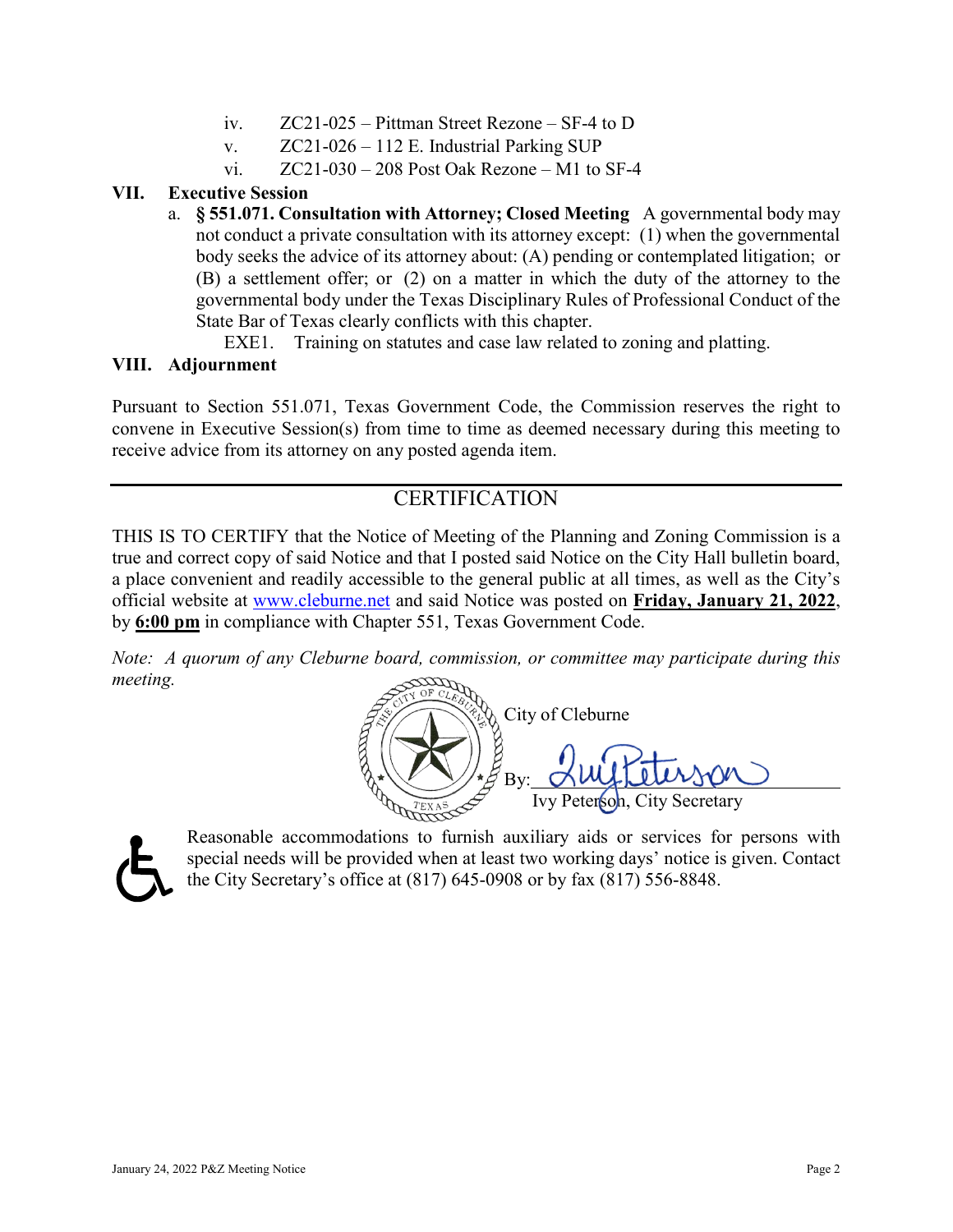iv. ZC21-025 – Pittman Street Rezone – SF-4 to D

v. ZC21-026 – 112 E. Industrial Parking SUP

vi. ZC21-030 – 208 Post Oak Rezone – M1 to SF-4

**VII. Executive Session**

a. **§ 551.071. Consultation with Attorney; Closed Meeting** A governmental body may not conduct a private consultation with its attorney except: (1) when the governmental body seeks the advice of its attorney about: (A) pending or contemplated litigation; or (B) a settlement offer; or (2) on a matter in which the duty of the attorney to the governmental body under the Texas Disciplinary Rules of Professional Conduct of the State Bar of Texas clearly conflicts with this chapter.

EXE1. Training on statutes and case law related to zoning and platting.

**VIII. Adjournment**

Pursuant to Section 551.071, Texas Government Code, the Commission reserves the right to convene in Executive Session(s) from time to time as deemed necessary during this meeting to receive advice from its attorney on any posted agenda item.

---

## CERTIFICATION

THIS IS TO CERTIFY that the Notice of Meeting of the Planning and Zoning Commission is a true and correct copy of said Notice and that I posted said Notice on the City Hall bulletin board, a place convenient and readily accessible to the general public at all times, as well as the City's official website at www.cleburne.net and said Notice was posted on **Friday, January 21, 2022**, by **6:00 pm** in compliance with Chapter 551, Texas Government Code.

*Note: A quorum of any Cleburne board, commission, or committee may participate during this meeting.*

City of Cleburne

By: Ivy Peterson

Ivy Peterson, City Secretary

Reasonable accommodations to furnish auxiliary aids or services for persons with special needs will be provided when at least two working days' notice is given. Contact the City Secretary's office at (817) 645-0908 or by fax (817) 556-8848.